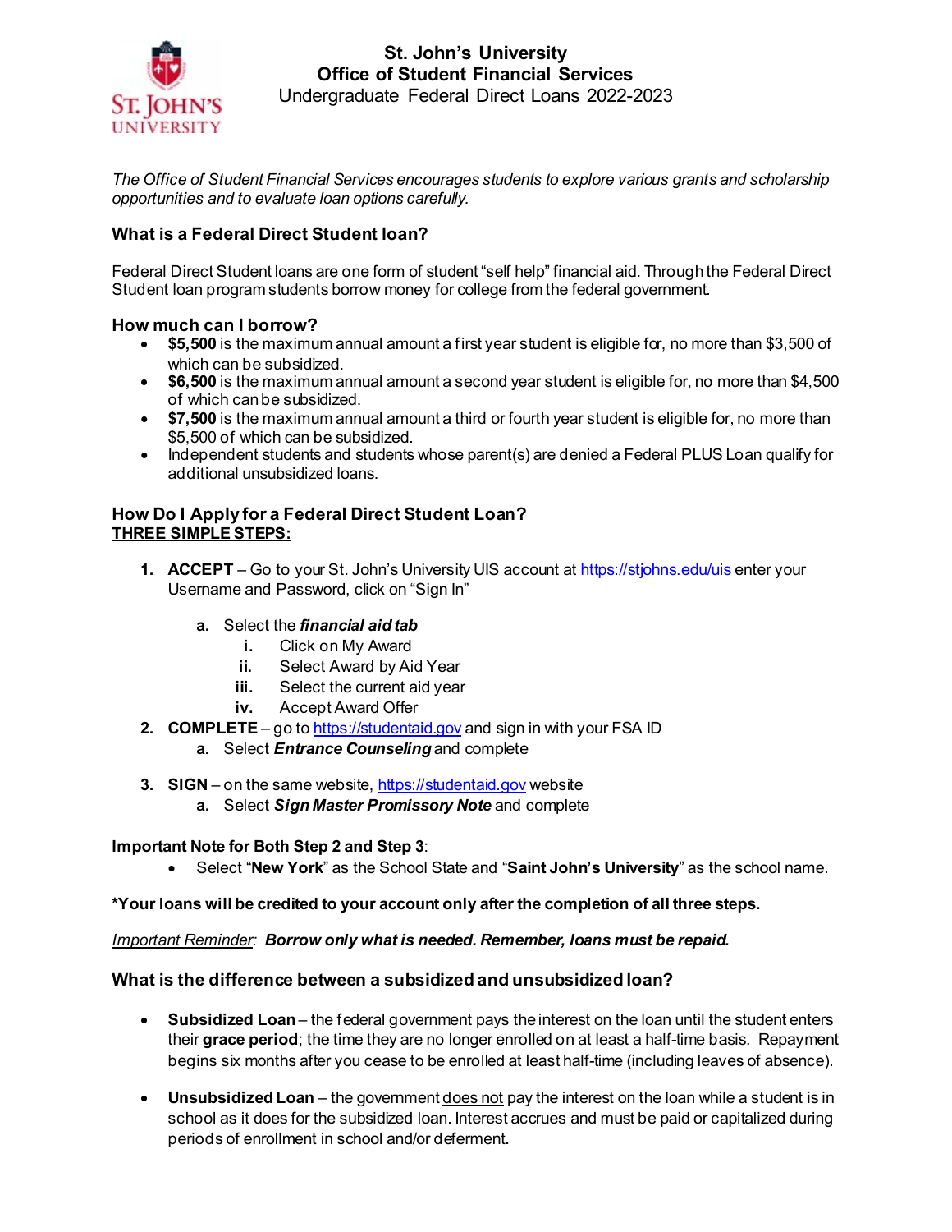# St. John's University
## Office of Student Financial Services
Undergraduate Federal Direct Loans 2022-2023

*The Office of Student Financial Services encourages students to explore various grants and scholarship opportunities and to evaluate loan options carefully.*

### What is a Federal Direct Student loan?

Federal Direct Student loans are one form of student "self help" financial aid. Through the Federal Direct Student loan program students borrow money for college from the federal government.

### How much can I borrow?

- **$5,500** is the maximum annual amount a first year student is eligible for, no more than $3,500 of which can be subsidized.
- **$6,500** is the maximum annual amount a second year student is eligible for, no more than $4,500 of which can be subsidized.
- **$7,500** is the maximum annual amount a third or fourth year student is eligible for, no more than $5,500 of which can be subsidized.
- Independent students and students whose parent(s) are denied a Federal PLUS Loan qualify for additional unsubsidized loans.

### How Do I Apply for a Federal Direct Student Loan?

**THREE SIMPLE STEPS:**

1. **ACCEPT** – Go to your St. John's University UIS account at https://stjohns.edu/uis enter your Username and Password, click on "Sign In"
   a. Select the ***financial aid tab***
      i. Click on My Award
      ii. Select Award by Aid Year
      iii. Select the current aid year
      iv. Accept Award Offer
2. **COMPLETE** – go to https://studentaid.gov and sign in with your FSA ID
   a. Select ***Entrance Counseling*** and complete
3. **SIGN** – on the same website, https://studentaid.gov website
   a. Select ***Sign Master Promissory Note*** and complete

**Important Note for Both Step 2 and Step 3**:

- Select "**New York**" as the School State and "**Saint John's University**" as the school name.

**\*Your loans will be credited to your account only after the completion of all three steps.**

*Important Reminder*: ***Borrow only what is needed. Remember, loans must be repaid.***

### What is the difference between a subsidized and unsubsidized loan?

- **Subsidized Loan** – the federal government pays the interest on the loan until the student enters their **grace period**; the time they are no longer enrolled on at least a half-time basis. Repayment begins six months after you cease to be enrolled at least half-time (including leaves of absence).
- **Unsubsidized Loan** – the government does not pay the interest on the loan while a student is in school as it does for the subsidized loan. Interest accrues and must be paid or capitalized during periods of enrollment in school and/or deferment.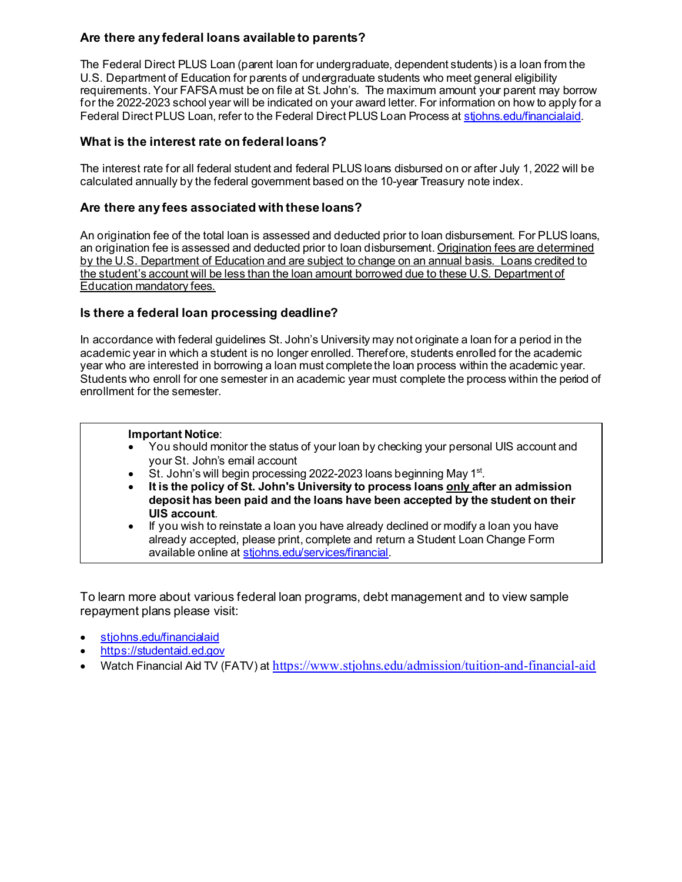### Are there any federal loans available to parents?

The Federal Direct PLUS Loan (parent loan for undergraduate, dependent students) is a loan from the U.S. Department of Education for parents of undergraduate students who meet general eligibility requirements. Your FAFSA must be on file at St. John's. The maximum amount your parent may borrow for the 2022-2023 school year will be indicated on your award letter. For information on how to apply for a Federal Direct PLUS Loan, refer to the Federal Direct PLUS Loan Process at stjohns.edu/financialaid.

### What is the interest rate on federal loans?

The interest rate for all federal student and federal PLUS loans disbursed on or after July 1, 2022 will be calculated annually by the federal government based on the 10-year Treasury note index.

### Are there any fees associated with these loans?

An origination fee of the total loan is assessed and deducted prior to loan disbursement. For PLUS loans, an origination fee is assessed and deducted prior to loan disbursement. Origination fees are determined by the U.S. Department of Education and are subject to change on an annual basis. Loans credited to the student's account will be less than the loan amount borrowed due to these U.S. Department of Education mandatory fees.

### Is there a federal loan processing deadline?

In accordance with federal guidelines St. John's University may not originate a loan for a period in the academic year in which a student is no longer enrolled. Therefore, students enrolled for the academic year who are interested in borrowing a loan must complete the loan process within the academic year. Students who enroll for one semester in an academic year must complete the process within the period of enrollment for the semester.

**Important Notice**:

- You should monitor the status of your loan by checking your personal UIS account and your St. John's email account
- St. John's will begin processing 2022-2023 loans beginning May 1st.
- **It is the policy of St. John's University to process loans only after an admission deposit has been paid and the loans have been accepted by the student on their UIS account**.
- If you wish to reinstate a loan you have already declined or modify a loan you have already accepted, please print, complete and return a Student Loan Change Form available online at stjohns.edu/services/financial.

To learn more about various federal loan programs, debt management and to view sample repayment plans please visit:

- stjohns.edu/financialaid
- https://studentaid.ed.gov
- Watch Financial Aid TV (FATV) at https://www.stjohns.edu/admission/tuition-and-financial-aid